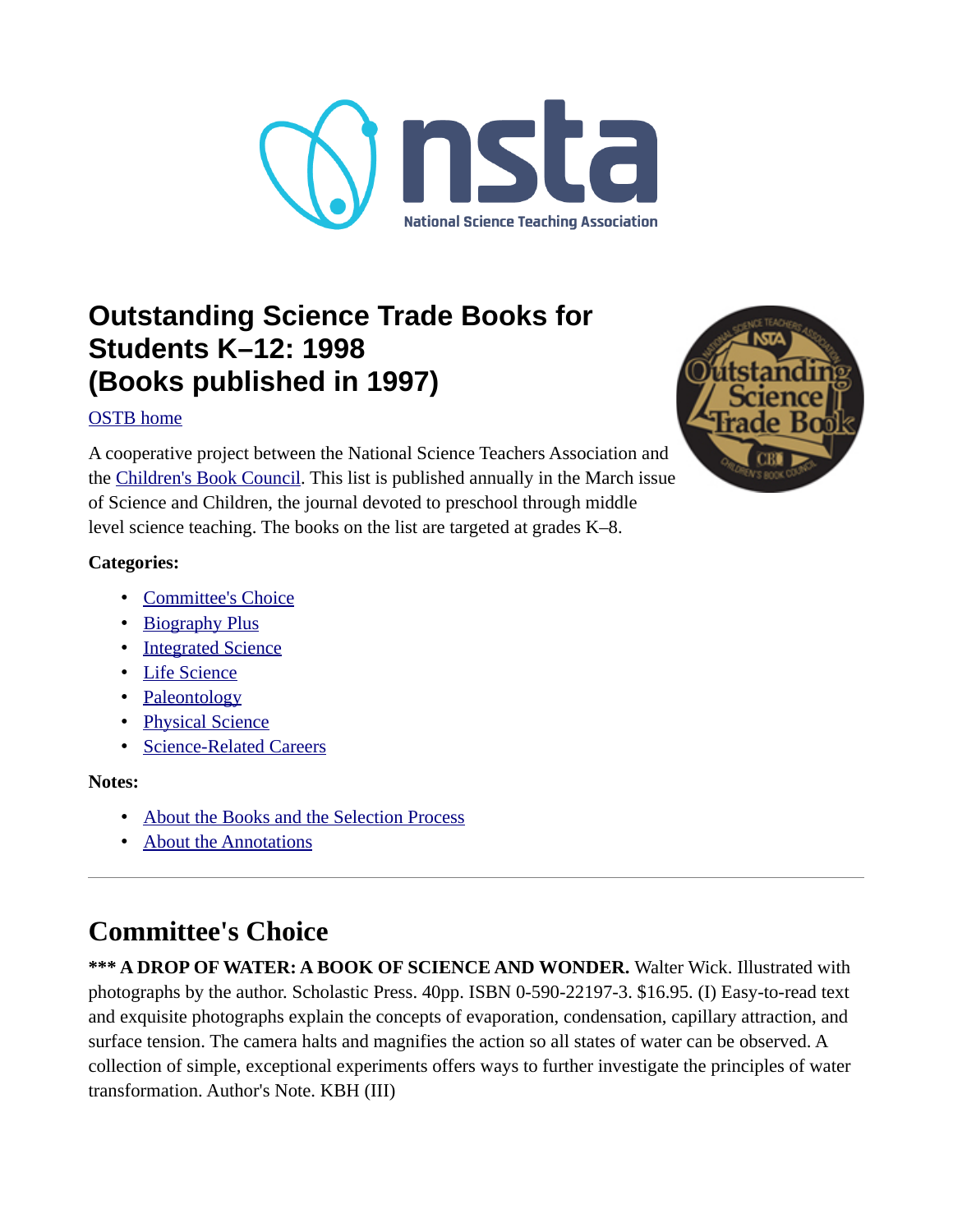# Outstanding Science Trade Books for Students K–12: 1998 (Books published in 1997)

OSTB home

A cooperative project between the National Science Teachers Association and the Children's Book Council. This list is published annually in the March issue of Science and Children, the journal devoted to preschool through middle level science teaching. The books on the list are targeted at grades K–8.

**Categories:**

- Committee's Choice
- Biography Plus
- Integrated Science
- Life Science
- Paleontology
- Physical Science
- Science-Related Careers

**Notes:**

- About the Books and the Selection Process
- About the Annotations

---

## Committee's Choice

**\*\*\* A DROP OF WATER: A BOOK OF SCIENCE AND WONDER.** Walter Wick. Illustrated with photographs by the author. Scholastic Press. 40pp. ISBN 0-590-22197-3. $16.95. (I) Easy-to-read text and exquisite photographs explain the concepts of evaporation, condensation, capillary attraction, and surface tension. The camera halts and magnifies the action so all states of water can be observed. A collection of simple, exceptional experiments offers ways to further investigate the principles of water transformation. Author's Note. KBH (III)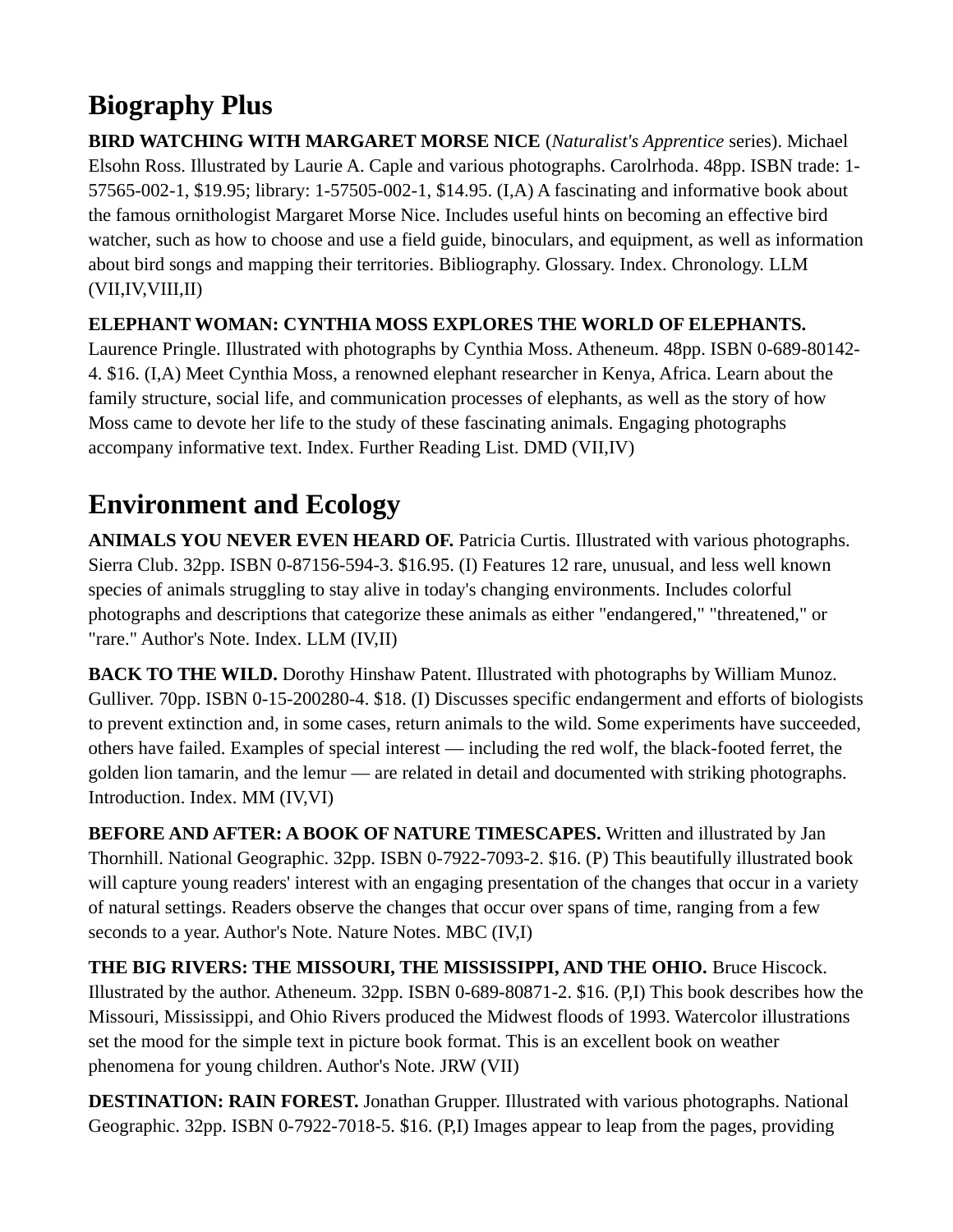## Biography Plus

**BIRD WATCHING WITH MARGARET MORSE NICE** (*Naturalist's Apprentice* series). Michael Elsohn Ross. Illustrated by Laurie A. Caple and various photographs. Carolrhoda. 48pp. ISBN trade: 1-57565-002-1, $19.95; library: 1-57505-002-1, $14.95. (I,A) A fascinating and informative book about the famous ornithologist Margaret Morse Nice. Includes useful hints on becoming an effective bird watcher, such as how to choose and use a field guide, binoculars, and equipment, as well as information about bird songs and mapping their territories. Bibliography. Glossary. Index. Chronology. LLM (VII,IV,VIII,II)

**ELEPHANT WOMAN: CYNTHIA MOSS EXPLORES THE WORLD OF ELEPHANTS.** Laurence Pringle. Illustrated with photographs by Cynthia Moss. Atheneum. 48pp. ISBN 0-689-80142-4. $16. (I,A) Meet Cynthia Moss, a renowned elephant researcher in Kenya, Africa. Learn about the family structure, social life, and communication processes of elephants, as well as the story of how Moss came to devote her life to the study of these fascinating animals. Engaging photographs accompany informative text. Index. Further Reading List. DMD (VII,IV)

## Environment and Ecology

**ANIMALS YOU NEVER EVEN HEARD OF.** Patricia Curtis. Illustrated with various photographs. Sierra Club. 32pp. ISBN 0-87156-594-3. $16.95. (I) Features 12 rare, unusual, and less well known species of animals struggling to stay alive in today's changing environments. Includes colorful photographs and descriptions that categorize these animals as either "endangered," "threatened," or "rare." Author's Note. Index. LLM (IV,II)

**BACK TO THE WILD.** Dorothy Hinshaw Patent. Illustrated with photographs by William Munoz. Gulliver. 70pp. ISBN 0-15-200280-4. $18. (I) Discusses specific endangerment and efforts of biologists to prevent extinction and, in some cases, return animals to the wild. Some experiments have succeeded, others have failed. Examples of special interest — including the red wolf, the black-footed ferret, the golden lion tamarin, and the lemur — are related in detail and documented with striking photographs. Introduction. Index. MM (IV,VI)

**BEFORE AND AFTER: A BOOK OF NATURE TIMESCAPES.** Written and illustrated by Jan Thornhill. National Geographic. 32pp. ISBN 0-7922-7093-2. $16. (P) This beautifully illustrated book will capture young readers' interest with an engaging presentation of the changes that occur in a variety of natural settings. Readers observe the changes that occur over spans of time, ranging from a few seconds to a year. Author's Note. Nature Notes. MBC (IV,I)

**THE BIG RIVERS: THE MISSOURI, THE MISSISSIPPI, AND THE OHIO.** Bruce Hiscock. Illustrated by the author. Atheneum. 32pp. ISBN 0-689-80871-2. $16. (P,I) This book describes how the Missouri, Mississippi, and Ohio Rivers produced the Midwest floods of 1993. Watercolor illustrations set the mood for the simple text in picture book format. This is an excellent book on weather phenomena for young children. Author's Note. JRW (VII)

**DESTINATION: RAIN FOREST.** Jonathan Grupper. Illustrated with various photographs. National Geographic. 32pp. ISBN 0-7922-7018-5. $16. (P,I) Images appear to leap from the pages, providing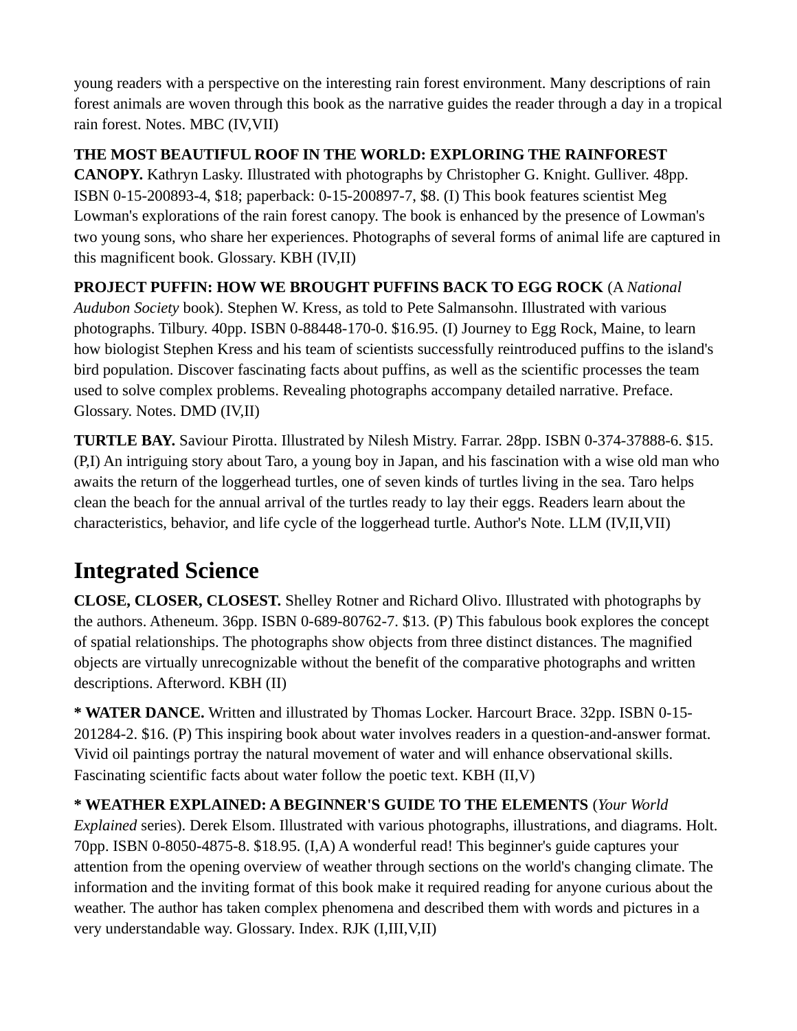young readers with a perspective on the interesting rain forest environment. Many descriptions of rain forest animals are woven through this book as the narrative guides the reader through a day in a tropical rain forest. Notes. MBC (IV,VII)

**THE MOST BEAUTIFUL ROOF IN THE WORLD: EXPLORING THE RAINFOREST CANOPY.** Kathryn Lasky. Illustrated with photographs by Christopher G. Knight. Gulliver. 48pp. ISBN 0-15-200893-4, $18; paperback: 0-15-200897-7, $8. (I) This book features scientist Meg Lowman's explorations of the rain forest canopy. The book is enhanced by the presence of Lowman's two young sons, who share her experiences. Photographs of several forms of animal life are captured in this magnificent book. Glossary. KBH (IV,II)

**PROJECT PUFFIN: HOW WE BROUGHT PUFFINS BACK TO EGG ROCK** (A *National Audubon Society* book). Stephen W. Kress, as told to Pete Salmansohn. Illustrated with various photographs. Tilbury. 40pp. ISBN 0-88448-170-0. $16.95. (I) Journey to Egg Rock, Maine, to learn how biologist Stephen Kress and his team of scientists successfully reintroduced puffins to the island's bird population. Discover fascinating facts about puffins, as well as the scientific processes the team used to solve complex problems. Revealing photographs accompany detailed narrative. Preface. Glossary. Notes. DMD (IV,II)

**TURTLE BAY.** Saviour Pirotta. Illustrated by Nilesh Mistry. Farrar. 28pp. ISBN 0-374-37888-6. $15. (P,I) An intriguing story about Taro, a young boy in Japan, and his fascination with a wise old man who awaits the return of the loggerhead turtles, one of seven kinds of turtles living in the sea. Taro helps clean the beach for the annual arrival of the turtles ready to lay their eggs. Readers learn about the characteristics, behavior, and life cycle of the loggerhead turtle. Author's Note. LLM (IV,II,VII)

## Integrated Science

**CLOSE, CLOSER, CLOSEST.** Shelley Rotner and Richard Olivo. Illustrated with photographs by the authors. Atheneum. 36pp. ISBN 0-689-80762-7. $13. (P) This fabulous book explores the concept of spatial relationships. The photographs show objects from three distinct distances. The magnified objects are virtually unrecognizable without the benefit of the comparative photographs and written descriptions. Afterword. KBH (II)

**\* WATER DANCE.** Written and illustrated by Thomas Locker. Harcourt Brace. 32pp. ISBN 0-15-201284-2. $16. (P) This inspiring book about water involves readers in a question-and-answer format. Vivid oil paintings portray the natural movement of water and will enhance observational skills. Fascinating scientific facts about water follow the poetic text. KBH (II,V)

**\* WEATHER EXPLAINED: A BEGINNER'S GUIDE TO THE ELEMENTS** (*Your World Explained* series). Derek Elsom. Illustrated with various photographs, illustrations, and diagrams. Holt. 70pp. ISBN 0-8050-4875-8. $18.95. (I,A) A wonderful read! This beginner's guide captures your attention from the opening overview of weather through sections on the world's changing climate. The information and the inviting format of this book make it required reading for anyone curious about the weather. The author has taken complex phenomena and described them with words and pictures in a very understandable way. Glossary. Index. RJK (I,III,V,II)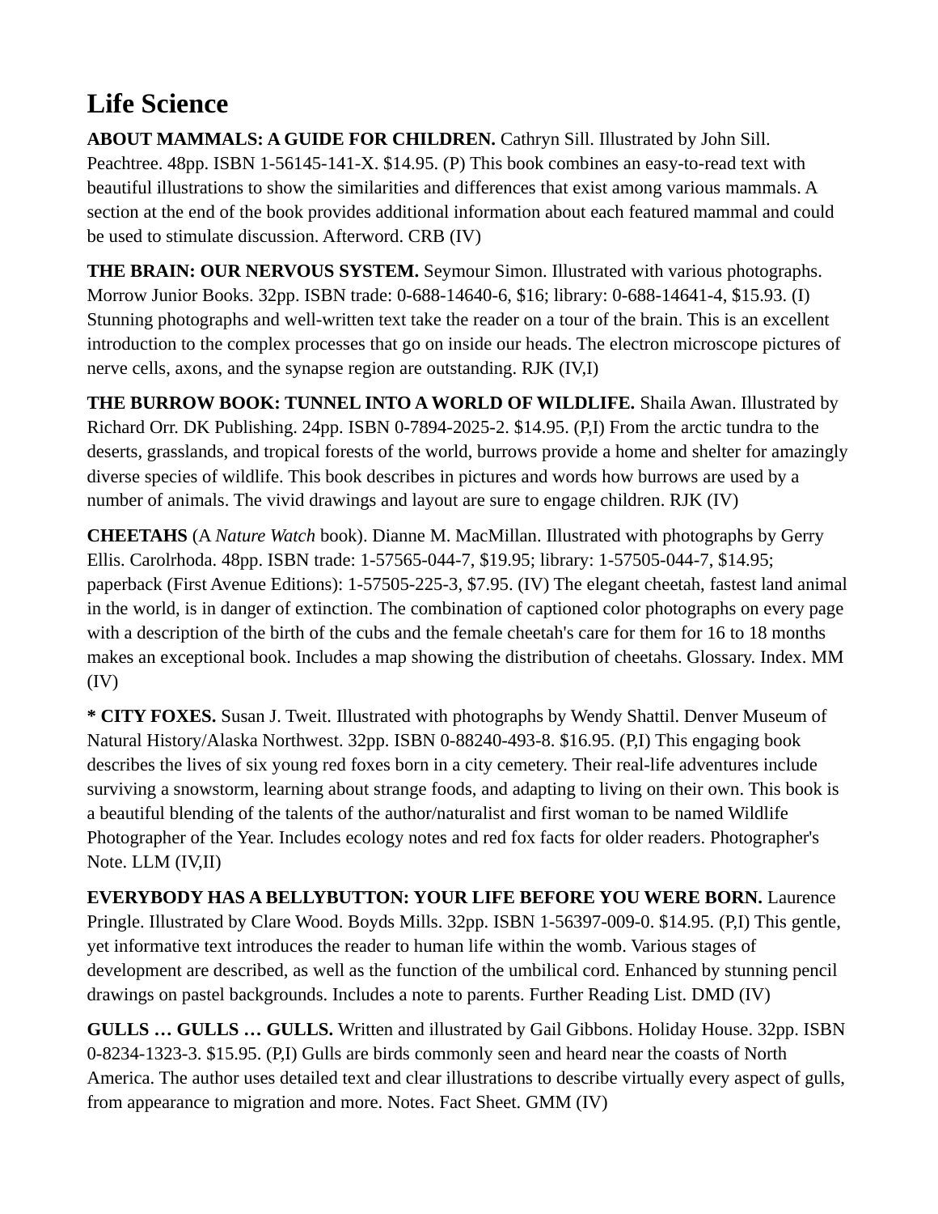# Life Science

**ABOUT MAMMALS: A GUIDE FOR CHILDREN.** Cathryn Sill. Illustrated by John Sill. Peachtree. 48pp. ISBN 1-56145-141-X. $14.95. (P) This book combines an easy-to-read text with beautiful illustrations to show the similarities and differences that exist among various mammals. A section at the end of the book provides additional information about each featured mammal and could be used to stimulate discussion. Afterword. CRB (IV)

**THE BRAIN: OUR NERVOUS SYSTEM.** Seymour Simon. Illustrated with various photographs. Morrow Junior Books. 32pp. ISBN trade: 0-688-14640-6, $16; library: 0-688-14641-4, $15.93. (I) Stunning photographs and well-written text take the reader on a tour of the brain. This is an excellent introduction to the complex processes that go on inside our heads. The electron microscope pictures of nerve cells, axons, and the synapse region are outstanding. RJK (IV,I)

**THE BURROW BOOK: TUNNEL INTO A WORLD OF WILDLIFE.** Shaila Awan. Illustrated by Richard Orr. DK Publishing. 24pp. ISBN 0-7894-2025-2. $14.95. (P,I) From the arctic tundra to the deserts, grasslands, and tropical forests of the world, burrows provide a home and shelter for amazingly diverse species of wildlife. This book describes in pictures and words how burrows are used by a number of animals. The vivid drawings and layout are sure to engage children. RJK (IV)

**CHEETAHS** (A *Nature Watch* book). Dianne M. MacMillan. Illustrated with photographs by Gerry Ellis. Carolrhoda. 48pp. ISBN trade: 1-57565-044-7, $19.95; library: 1-57505-044-7, $14.95; paperback (First Avenue Editions): 1-57505-225-3, $7.95. (IV) The elegant cheetah, fastest land animal in the world, is in danger of extinction. The combination of captioned color photographs on every page with a description of the birth of the cubs and the female cheetah's care for them for 16 to 18 months makes an exceptional book. Includes a map showing the distribution of cheetahs. Glossary. Index. MM (IV)

**\* CITY FOXES.** Susan J. Tweit. Illustrated with photographs by Wendy Shattil. Denver Museum of Natural History/Alaska Northwest. 32pp. ISBN 0-88240-493-8. $16.95. (P,I) This engaging book describes the lives of six young red foxes born in a city cemetery. Their real-life adventures include surviving a snowstorm, learning about strange foods, and adapting to living on their own. This book is a beautiful blending of the talents of the author/naturalist and first woman to be named Wildlife Photographer of the Year. Includes ecology notes and red fox facts for older readers. Photographer's Note. LLM (IV,II)

**EVERYBODY HAS A BELLYBUTTON: YOUR LIFE BEFORE YOU WERE BORN.** Laurence Pringle. Illustrated by Clare Wood. Boyds Mills. 32pp. ISBN 1-56397-009-0. $14.95. (P,I) This gentle, yet informative text introduces the reader to human life within the womb. Various stages of development are described, as well as the function of the umbilical cord. Enhanced by stunning pencil drawings on pastel backgrounds. Includes a note to parents. Further Reading List. DMD (IV)

**GULLS … GULLS … GULLS.** Written and illustrated by Gail Gibbons. Holiday House. 32pp. ISBN 0-8234-1323-3. $15.95. (P,I) Gulls are birds commonly seen and heard near the coasts of North America. The author uses detailed text and clear illustrations to describe virtually every aspect of gulls, from appearance to migration and more. Notes. Fact Sheet. GMM (IV)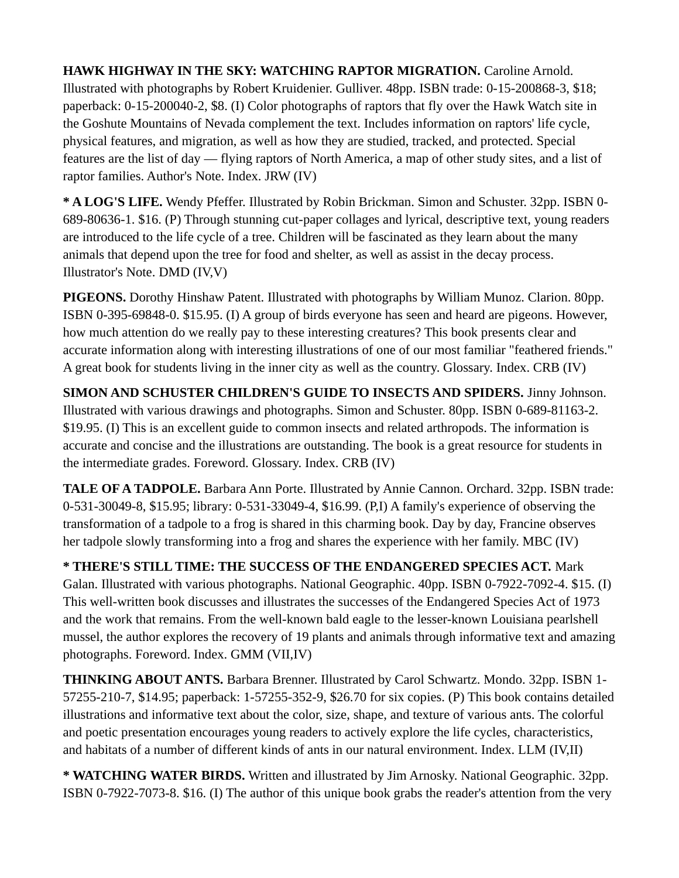**HAWK HIGHWAY IN THE SKY: WATCHING RAPTOR MIGRATION.** Caroline Arnold. Illustrated with photographs by Robert Kruidenier. Gulliver. 48pp. ISBN trade: 0-15-200868-3, $18; paperback: 0-15-200040-2, $8. (I) Color photographs of raptors that fly over the Hawk Watch site in the Goshute Mountains of Nevada complement the text. Includes information on raptors' life cycle, physical features, and migration, as well as how they are studied, tracked, and protected. Special features are the list of day — flying raptors of North America, a map of other study sites, and a list of raptor families. Author's Note. Index. JRW (IV)

**\* A LOG'S LIFE.** Wendy Pfeffer. Illustrated by Robin Brickman. Simon and Schuster. 32pp. ISBN 0-689-80636-1. $16. (P) Through stunning cut-paper collages and lyrical, descriptive text, young readers are introduced to the life cycle of a tree. Children will be fascinated as they learn about the many animals that depend upon the tree for food and shelter, as well as assist in the decay process. Illustrator's Note. DMD (IV,V)

**PIGEONS.** Dorothy Hinshaw Patent. Illustrated with photographs by William Munoz. Clarion. 80pp. ISBN 0-395-69848-0. $15.95. (I) A group of birds everyone has seen and heard are pigeons. However, how much attention do we really pay to these interesting creatures? This book presents clear and accurate information along with interesting illustrations of one of our most familiar "feathered friends." A great book for students living in the inner city as well as the country. Glossary. Index. CRB (IV)

**SIMON AND SCHUSTER CHILDREN'S GUIDE TO INSECTS AND SPIDERS.** Jinny Johnson. Illustrated with various drawings and photographs. Simon and Schuster. 80pp. ISBN 0-689-81163-2. $19.95. (I) This is an excellent guide to common insects and related arthropods. The information is accurate and concise and the illustrations are outstanding. The book is a great resource for students in the intermediate grades. Foreword. Glossary. Index. CRB (IV)

**TALE OF A TADPOLE.** Barbara Ann Porte. Illustrated by Annie Cannon. Orchard. 32pp. ISBN trade: 0-531-30049-8, $15.95; library: 0-531-33049-4, $16.99. (P,I) A family's experience of observing the transformation of a tadpole to a frog is shared in this charming book. Day by day, Francine observes her tadpole slowly transforming into a frog and shares the experience with her family. MBC (IV)

**\* THERE'S STILL TIME: THE SUCCESS OF THE ENDANGERED SPECIES ACT.** Mark Galan. Illustrated with various photographs. National Geographic. 40pp. ISBN 0-7922-7092-4. $15. (I) This well-written book discusses and illustrates the successes of the Endangered Species Act of 1973 and the work that remains. From the well-known bald eagle to the lesser-known Louisiana pearlshell mussel, the author explores the recovery of 19 plants and animals through informative text and amazing photographs. Foreword. Index. GMM (VII,IV)

**THINKING ABOUT ANTS.** Barbara Brenner. Illustrated by Carol Schwartz. Mondo. 32pp. ISBN 1-57255-210-7, $14.95; paperback: 1-57255-352-9, $26.70 for six copies. (P) This book contains detailed illustrations and informative text about the color, size, shape, and texture of various ants. The colorful and poetic presentation encourages young readers to actively explore the life cycles, characteristics, and habitats of a number of different kinds of ants in our natural environment. Index. LLM (IV,II)

**\* WATCHING WATER BIRDS.** Written and illustrated by Jim Arnosky. National Geographic. 32pp. ISBN 0-7922-7073-8. $16. (I) The author of this unique book grabs the reader's attention from the very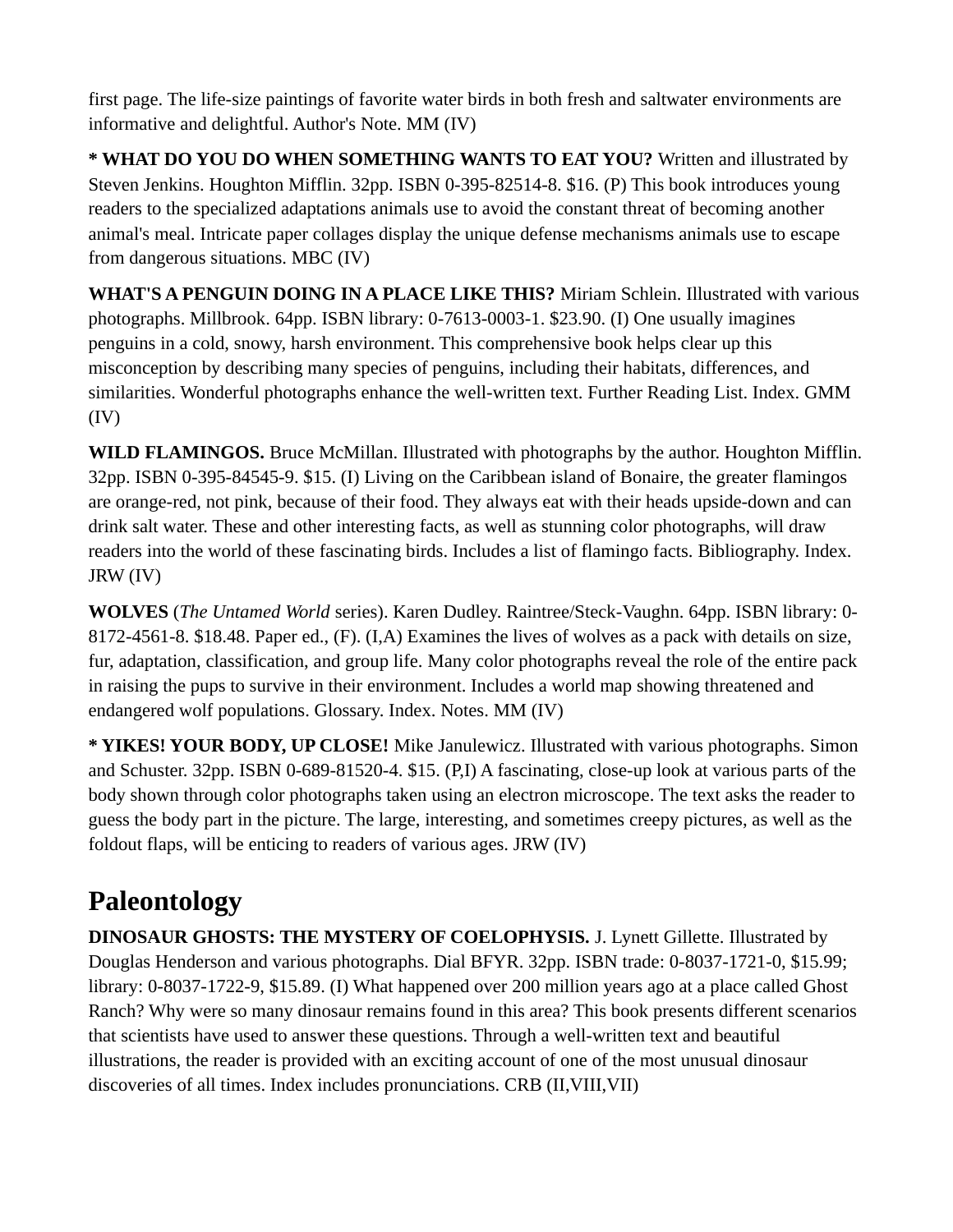first page. The life-size paintings of favorite water birds in both fresh and saltwater environments are informative and delightful. Author's Note. MM (IV)

**\* WHAT DO YOU DO WHEN SOMETHING WANTS TO EAT YOU?** Written and illustrated by Steven Jenkins. Houghton Mifflin. 32pp. ISBN 0-395-82514-8. $16. (P) This book introduces young readers to the specialized adaptations animals use to avoid the constant threat of becoming another animal's meal. Intricate paper collages display the unique defense mechanisms animals use to escape from dangerous situations. MBC (IV)

**WHAT'S A PENGUIN DOING IN A PLACE LIKE THIS?** Miriam Schlein. Illustrated with various photographs. Millbrook. 64pp. ISBN library: 0-7613-0003-1. $23.90. (I) One usually imagines penguins in a cold, snowy, harsh environment. This comprehensive book helps clear up this misconception by describing many species of penguins, including their habitats, differences, and similarities. Wonderful photographs enhance the well-written text. Further Reading List. Index. GMM (IV)

**WILD FLAMINGOS.** Bruce McMillan. Illustrated with photographs by the author. Houghton Mifflin. 32pp. ISBN 0-395-84545-9. $15. (I) Living on the Caribbean island of Bonaire, the greater flamingos are orange-red, not pink, because of their food. They always eat with their heads upside-down and can drink salt water. These and other interesting facts, as well as stunning color photographs, will draw readers into the world of these fascinating birds. Includes a list of flamingo facts. Bibliography. Index. JRW (IV)

**WOLVES** (*The Untamed World* series). Karen Dudley. Raintree/Steck-Vaughn. 64pp. ISBN library: 0-8172-4561-8. $18.48. Paper ed., (F). (I,A) Examines the lives of wolves as a pack with details on size, fur, adaptation, classification, and group life. Many color photographs reveal the role of the entire pack in raising the pups to survive in their environment. Includes a world map showing threatened and endangered wolf populations. Glossary. Index. Notes. MM (IV)

**\* YIKES! YOUR BODY, UP CLOSE!** Mike Janulewicz. Illustrated with various photographs. Simon and Schuster. 32pp. ISBN 0-689-81520-4. $15. (P,I) A fascinating, close-up look at various parts of the body shown through color photographs taken using an electron microscope. The text asks the reader to guess the body part in the picture. The large, interesting, and sometimes creepy pictures, as well as the foldout flaps, will be enticing to readers of various ages. JRW (IV)

## Paleontology

**DINOSAUR GHOSTS: THE MYSTERY OF COELOPHYSIS.** J. Lynett Gillette. Illustrated by Douglas Henderson and various photographs. Dial BFYR. 32pp. ISBN trade: 0-8037-1721-0, $15.99; library: 0-8037-1722-9, $15.89. (I) What happened over 200 million years ago at a place called Ghost Ranch? Why were so many dinosaur remains found in this area? This book presents different scenarios that scientists have used to answer these questions. Through a well-written text and beautiful illustrations, the reader is provided with an exciting account of one of the most unusual dinosaur discoveries of all times. Index includes pronunciations. CRB (II,VIII,VII)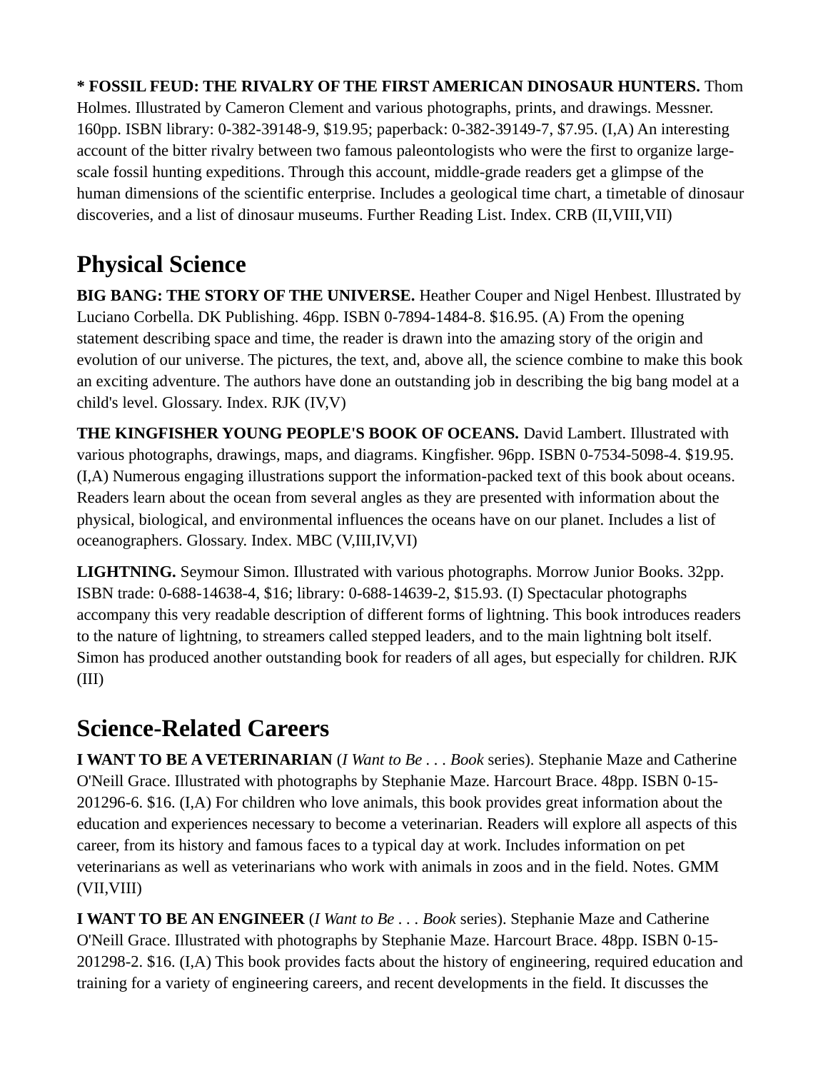**\* FOSSIL FEUD: THE RIVALRY OF THE FIRST AMERICAN DINOSAUR HUNTERS.** Thom Holmes. Illustrated by Cameron Clement and various photographs, prints, and drawings. Messner. 160pp. ISBN library: 0-382-39148-9, $19.95; paperback: 0-382-39149-7, $7.95. (I,A) An interesting account of the bitter rivalry between two famous paleontologists who were the first to organize large-scale fossil hunting expeditions. Through this account, middle-grade readers get a glimpse of the human dimensions of the scientific enterprise. Includes a geological time chart, a timetable of dinosaur discoveries, and a list of dinosaur museums. Further Reading List. Index. CRB (II,VIII,VII)

## Physical Science

**BIG BANG: THE STORY OF THE UNIVERSE.** Heather Couper and Nigel Henbest. Illustrated by Luciano Corbella. DK Publishing. 46pp. ISBN 0-7894-1484-8. $16.95. (A) From the opening statement describing space and time, the reader is drawn into the amazing story of the origin and evolution of our universe. The pictures, the text, and, above all, the science combine to make this book an exciting adventure. The authors have done an outstanding job in describing the big bang model at a child's level. Glossary. Index. RJK (IV,V)

**THE KINGFISHER YOUNG PEOPLE'S BOOK OF OCEANS.** David Lambert. Illustrated with various photographs, drawings, maps, and diagrams. Kingfisher. 96pp. ISBN 0-7534-5098-4. $19.95. (I,A) Numerous engaging illustrations support the information-packed text of this book about oceans. Readers learn about the ocean from several angles as they are presented with information about the physical, biological, and environmental influences the oceans have on our planet. Includes a list of oceanographers. Glossary. Index. MBC (V,III,IV,VI)

**LIGHTNING.** Seymour Simon. Illustrated with various photographs. Morrow Junior Books. 32pp. ISBN trade: 0-688-14638-4, $16; library: 0-688-14639-2, $15.93. (I) Spectacular photographs accompany this very readable description of different forms of lightning. This book introduces readers to the nature of lightning, to streamers called stepped leaders, and to the main lightning bolt itself. Simon has produced another outstanding book for readers of all ages, but especially for children. RJK (III)

## Science-Related Careers

**I WANT TO BE A VETERINARIAN** (*I Want to Be . . . Book* series). Stephanie Maze and Catherine O'Neill Grace. Illustrated with photographs by Stephanie Maze. Harcourt Brace. 48pp. ISBN 0-15-201296-6. $16. (I,A) For children who love animals, this book provides great information about the education and experiences necessary to become a veterinarian. Readers will explore all aspects of this career, from its history and famous faces to a typical day at work. Includes information on pet veterinarians as well as veterinarians who work with animals in zoos and in the field. Notes. GMM (VII,VIII)

**I WANT TO BE AN ENGINEER** (*I Want to Be . . . Book* series). Stephanie Maze and Catherine O'Neill Grace. Illustrated with photographs by Stephanie Maze. Harcourt Brace. 48pp. ISBN 0-15-201298-2. $16. (I,A) This book provides facts about the history of engineering, required education and training for a variety of engineering careers, and recent developments in the field. It discusses the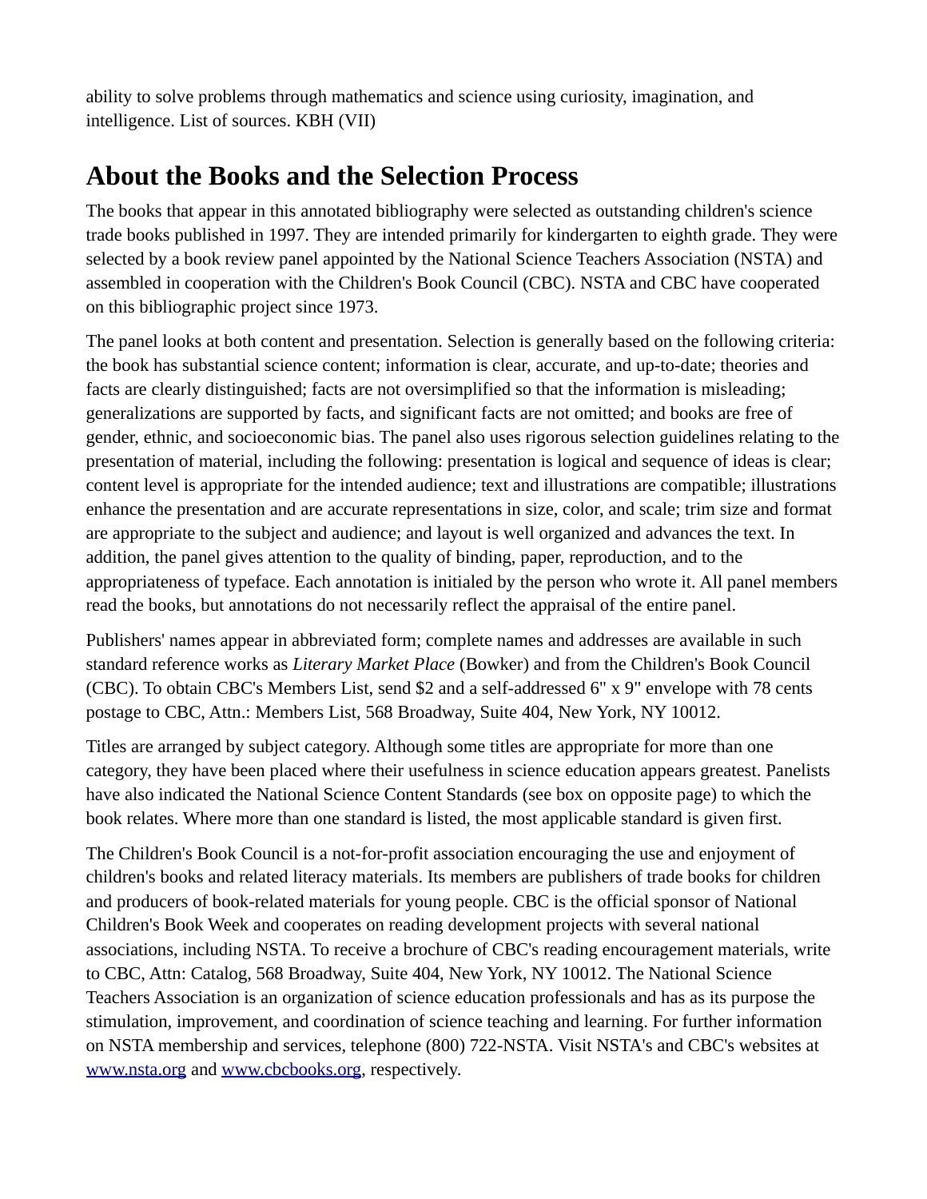ability to solve problems through mathematics and science using curiosity, imagination, and intelligence. List of sources. KBH (VII)

## About the Books and the Selection Process

The books that appear in this annotated bibliography were selected as outstanding children's science trade books published in 1997. They are intended primarily for kindergarten to eighth grade. They were selected by a book review panel appointed by the National Science Teachers Association (NSTA) and assembled in cooperation with the Children's Book Council (CBC). NSTA and CBC have cooperated on this bibliographic project since 1973.

The panel looks at both content and presentation. Selection is generally based on the following criteria: the book has substantial science content; information is clear, accurate, and up-to-date; theories and facts are clearly distinguished; facts are not oversimplified so that the information is misleading; generalizations are supported by facts, and significant facts are not omitted; and books are free of gender, ethnic, and socioeconomic bias. The panel also uses rigorous selection guidelines relating to the presentation of material, including the following: presentation is logical and sequence of ideas is clear; content level is appropriate for the intended audience; text and illustrations are compatible; illustrations enhance the presentation and are accurate representations in size, color, and scale; trim size and format are appropriate to the subject and audience; and layout is well organized and advances the text. In addition, the panel gives attention to the quality of binding, paper, reproduction, and to the appropriateness of typeface. Each annotation is initialed by the person who wrote it. All panel members read the books, but annotations do not necessarily reflect the appraisal of the entire panel.

Publishers' names appear in abbreviated form; complete names and addresses are available in such standard reference works as *Literary Market Place* (Bowker) and from the Children's Book Council (CBC). To obtain CBC's Members List, send $2 and a self-addressed 6" x 9" envelope with 78 cents postage to CBC, Attn.: Members List, 568 Broadway, Suite 404, New York, NY 10012.

Titles are arranged by subject category. Although some titles are appropriate for more than one category, they have been placed where their usefulness in science education appears greatest. Panelists have also indicated the National Science Content Standards (see box on opposite page) to which the book relates. Where more than one standard is listed, the most applicable standard is given first.

The Children's Book Council is a not-for-profit association encouraging the use and enjoyment of children's books and related literacy materials. Its members are publishers of trade books for children and producers of book-related materials for young people. CBC is the official sponsor of National Children's Book Week and cooperates on reading development projects with several national associations, including NSTA. To receive a brochure of CBC's reading encouragement materials, write to CBC, Attn: Catalog, 568 Broadway, Suite 404, New York, NY 10012. The National Science Teachers Association is an organization of science education professionals and has as its purpose the stimulation, improvement, and coordination of science teaching and learning. For further information on NSTA membership and services, telephone (800) 722-NSTA. Visit NSTA's and CBC's websites at [www.nsta.org](http://www.nsta.org) and [www.cbcbooks.org](http://www.cbcbooks.org), respectively.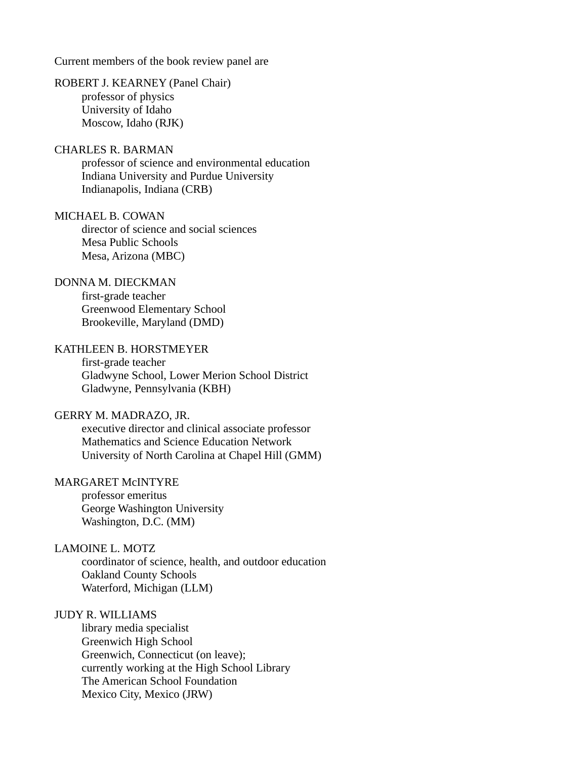Current members of the book review panel are

ROBERT J. KEARNEY (Panel Chair)
professor of physics
University of Idaho
Moscow, Idaho (RJK)

CHARLES R. BARMAN
professor of science and environmental education
Indiana University and Purdue University
Indianapolis, Indiana (CRB)

MICHAEL B. COWAN
director of science and social sciences
Mesa Public Schools
Mesa, Arizona (MBC)

DONNA M. DIECKMAN
first-grade teacher
Greenwood Elementary School
Brookeville, Maryland (DMD)

KATHLEEN B. HORSTMEYER
first-grade teacher
Gladwyne School, Lower Merion School District
Gladwyne, Pennsylvania (KBH)

GERRY M. MADRAZO, JR.
executive director and clinical associate professor
Mathematics and Science Education Network
University of North Carolina at Chapel Hill (GMM)

MARGARET McINTYRE
professor emeritus
George Washington University
Washington, D.C. (MM)

LAMOINE L. MOTZ
coordinator of science, health, and outdoor education
Oakland County Schools
Waterford, Michigan (LLM)

JUDY R. WILLIAMS
library media specialist
Greenwich High School
Greenwich, Connecticut (on leave);
currently working at the High School Library
The American School Foundation
Mexico City, Mexico (JRW)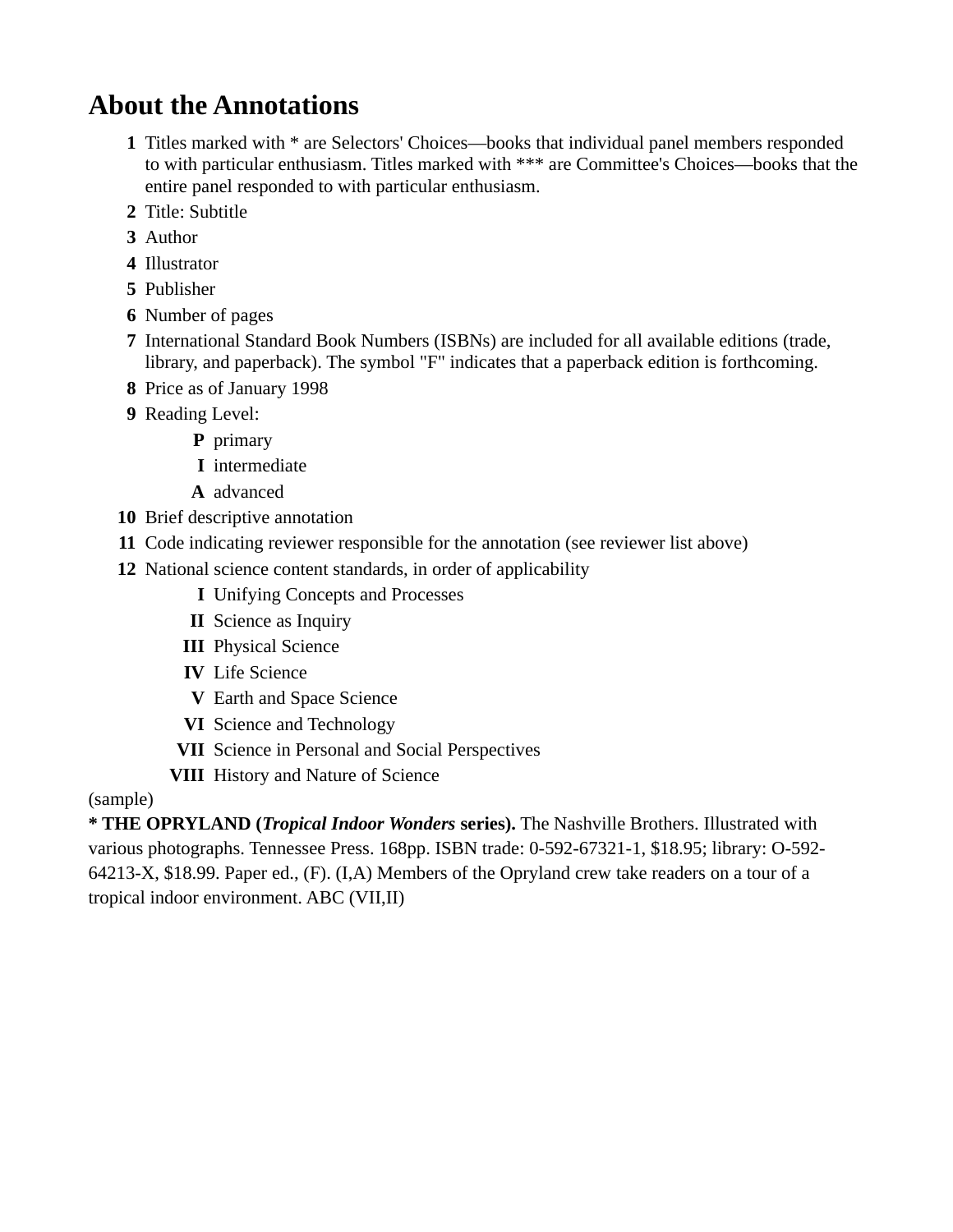## About the Annotations

1. Titles marked with * are Selectors' Choices—books that individual panel members responded to with particular enthusiasm. Titles marked with *** are Committee's Choices—books that the entire panel responded to with particular enthusiasm.
2. Title: Subtitle
3. Author
4. Illustrator
5. Publisher
6. Number of pages
7. International Standard Book Numbers (ISBNs) are included for all available editions (trade, library, and paperback). The symbol "F" indicates that a paperback edition is forthcoming.
8. Price as of January 1998
9. Reading Level:
   - **P** primary
   - **I** intermediate
   - **A** advanced
10. Brief descriptive annotation
11. Code indicating reviewer responsible for the annotation (see reviewer list above)
12. National science content standards, in order of applicability
    - **I** Unifying Concepts and Processes
    - **II** Science as Inquiry
    - **III** Physical Science
    - **IV** Life Science
    - **V** Earth and Space Science
    - **VI** Science and Technology
    - **VII** Science in Personal and Social Perspectives
    - **VIII** History and Nature of Science

(sample)

**\* THE OPRYLAND (*Tropical Indoor Wonders* series).** The Nashville Brothers. Illustrated with various photographs. Tennessee Press. 168pp. ISBN trade: 0-592-67321-1, $18.95; library: O-592-64213-X, $18.99. Paper ed., (F). (I,A) Members of the Opryland crew take readers on a tour of a tropical indoor environment. ABC (VII,II)